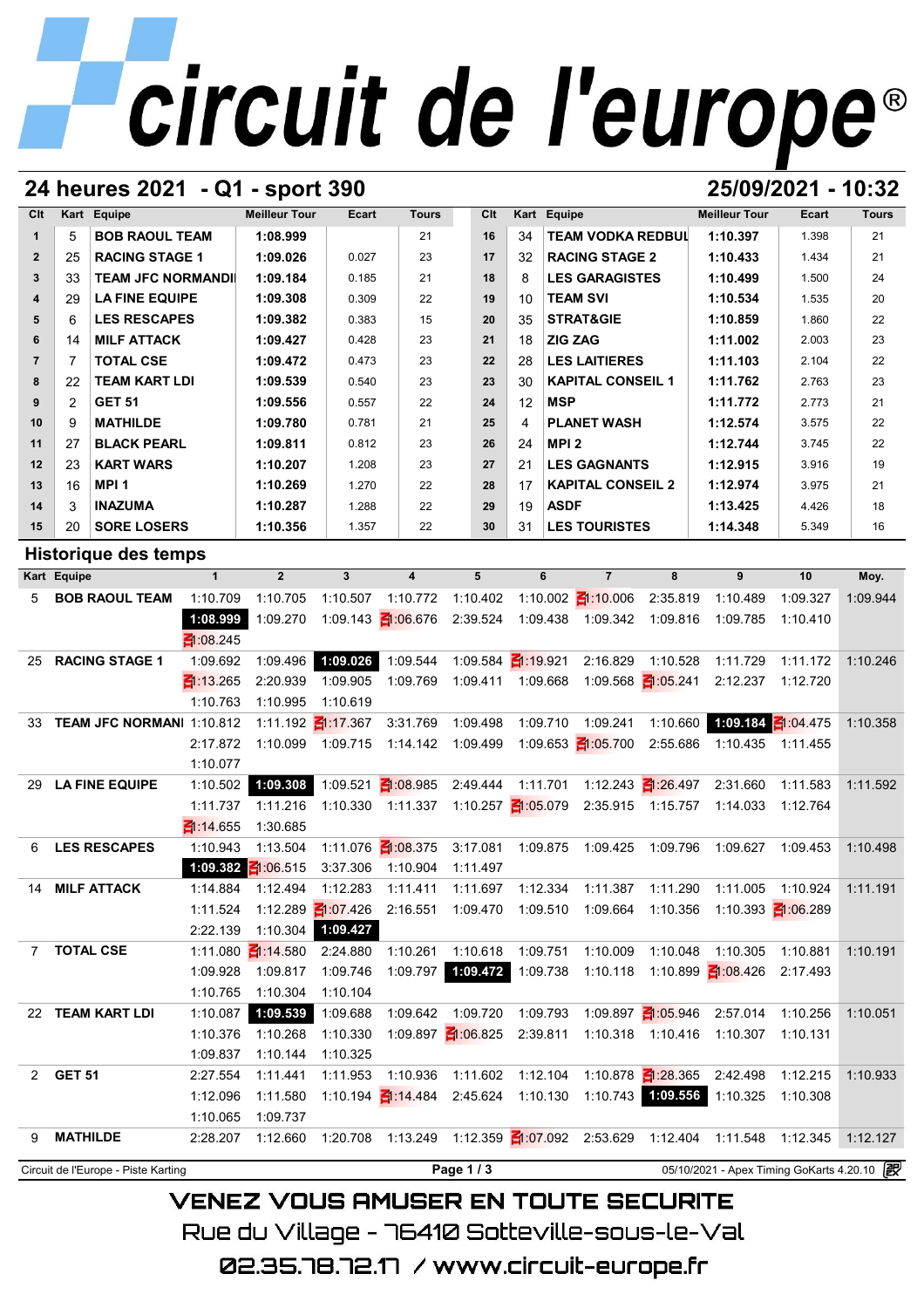# circuit de l'europe®

## 24 heures 2021 - Q1 - sport 390

25/09/2021 - 10:32

| Clt | Kart | Equipe | Meilleur Tour | Ecart | Tours | Clt | Kart | Equipe | Meilleur Tour | Ecart | Tours |
|---|---|---|---|---|---|---|---|---|---|---|---|
| 1 | 5 | BOB RAOUL TEAM | 1:08.999 | | 21 | 16 | 34 | TEAM VODKA REDBUL | 1:10.397 | 1.398 | 21 |
| 2 | 25 | RACING STAGE 1 | 1:09.026 | 0.027 | 23 | 17 | 32 | RACING STAGE 2 | 1:10.433 | 1.434 | 21 |
| 3 | 33 | TEAM JFC NORMANDI | 1:09.184 | 0.185 | 21 | 18 | 8 | LES GARAGISTES | 1:10.499 | 1.500 | 24 |
| 4 | 29 | LA FINE EQUIPE | 1:09.308 | 0.309 | 22 | 19 | 10 | TEAM SVI | 1:10.534 | 1.535 | 20 |
| 5 | 6 | LES RESCAPES | 1:09.382 | 0.383 | 15 | 20 | 35 | STRAT&GIE | 1:10.859 | 1.860 | 22 |
| 6 | 14 | MILF ATTACK | 1:09.427 | 0.428 | 23 | 21 | 18 | ZIG ZAG | 1:11.002 | 2.003 | 23 |
| 7 | 7 | TOTAL CSE | 1:09.472 | 0.473 | 23 | 22 | 28 | LES LAITIERES | 1:11.103 | 2.104 | 22 |
| 8 | 22 | TEAM KART LDI | 1:09.539 | 0.540 | 23 | 23 | 30 | KAPITAL CONSEIL 1 | 1:11.762 | 2.763 | 23 |
| 9 | 2 | GET 51 | 1:09.556 | 0.557 | 22 | 24 | 12 | MSP | 1:11.772 | 2.773 | 21 |
| 10 | 9 | MATHILDE | 1:09.780 | 0.781 | 21 | 25 | 4 | PLANET WASH | 1:12.574 | 3.575 | 22 |
| 11 | 27 | BLACK PEARL | 1:09.811 | 0.812 | 23 | 26 | 24 | MPI 2 | 1:12.744 | 3.745 | 22 |
| 12 | 23 | KART WARS | 1:10.207 | 1.208 | 23 | 27 | 21 | LES GAGNANTS | 1:12.915 | 3.916 | 19 |
| 13 | 16 | MPI 1 | 1:10.269 | 1.270 | 22 | 28 | 17 | KAPITAL CONSEIL 2 | 1:12.974 | 3.975 | 21 |
| 14 | 3 | INAZUMA | 1:10.287 | 1.288 | 22 | 29 | 19 | ASDF | 1:13.425 | 4.426 | 18 |
| 15 | 20 | SORE LOSERS | 1:10.356 | 1.357 | 22 | 30 | 31 | LES TOURISTES | 1:14.348 | 5.349 | 16 |

## Historique des temps

| Kart | Equipe | 1 | 2 | 3 | 4 | 5 | 6 | 7 | 8 | 9 | 10 | Moy. |
|---|---|---|---|---|---|---|---|---|---|---|---|---|
| 5 | BOB RAOUL TEAM | 1:10.709 | 1:10.705 | 1:10.507 | 1:10.772 | 1:10.402 | 1:10.002 | 1:10.006 | 2:35.819 | 1:10.489 | 1:09.327 | 1:09.944 |
| | | **1:08.999** | 1:09.270 | 1:09.143 | 1:06.676 | 2:39.524 | 1:09.438 | 1:09.342 | 1:09.816 | 1:09.785 | 1:10.410 | |
| | | 1:08.245 | | | | | | | | | | |
| 25 | RACING STAGE 1 | 1:09.692 | 1:09.496 | **1:09.026** | 1:09.544 | 1:09.584 | 1:19.921 | 2:16.829 | 1:10.528 | 1:11.729 | 1:11.172 | 1:10.246 |
| | | 1:13.265 | 2:20.939 | 1:09.905 | 1:09.769 | 1:09.411 | 1:09.668 | 1:09.568 | 1:05.241 | 2:12.237 | 1:12.720 | |
| | | 1:10.763 | 1:10.995 | 1:10.619 | | | | | | | | |
| 33 | TEAM JFC NORMANI | 1:10.812 | 1:11.192 | 1:17.367 | 3:31.769 | 1:09.498 | 1:09.710 | 1:09.241 | 1:10.660 | **1:09.184** | 1:04.475 | 1:10.358 |
| | | 2:17.872 | 1:10.099 | 1:09.715 | 1:14.142 | 1:09.499 | 1:09.653 | 1:05.700 | 2:55.686 | 1:10.435 | 1:11.455 | |
| | | 1:10.077 | | | | | | | | | | |
| 29 | LA FINE EQUIPE | 1:10.502 | **1:09.308** | 1:09.521 | 1:08.985 | 2:49.444 | 1:11.701 | 1:12.243 | 1:26.497 | 2:31.660 | 1:11.583 | 1:11.592 |
| | | 1:11.737 | 1:11.216 | 1:10.330 | 1:11.337 | 1:10.257 | 1:05.079 | 2:35.915 | 1:15.757 | 1:14.033 | 1:12.764 | |
| | | 1:14.655 | 1:30.685 | | | | | | | | | |
| 6 | LES RESCAPES | 1:10.943 | 1:13.504 | 1:11.076 | 1:08.375 | 3:17.081 | 1:09.875 | 1:09.425 | 1:09.796 | 1:09.627 | 1:09.453 | 1:10.498 |
| | | **1:09.382** | 1:06.515 | 3:37.306 | 1:10.904 | 1:11.497 | | | | | | |
| 14 | MILF ATTACK | 1:14.884 | 1:12.494 | 1:12.283 | 1:11.411 | 1:11.697 | 1:12.334 | 1:11.387 | 1:11.290 | 1:11.005 | 1:10.924 | 1:11.191 |
| | | 1:11.524 | 1:12.289 | 1:07.426 | 2:16.551 | 1:09.470 | 1:09.510 | 1:09.664 | 1:10.356 | 1:10.393 | 1:06.289 | |
| | | 2:22.139 | 1:10.304 | **1:09.427** | | | | | | | | |
| 7 | TOTAL CSE | 1:11.080 | 1:14.580 | 2:24.880 | 1:10.261 | 1:10.618 | 1:09.751 | 1:10.009 | 1:10.048 | 1:10.305 | 1:10.881 | 1:10.191 |
| | | 1:09.928 | 1:09.817 | 1:09.746 | 1:09.797 | **1:09.472** | 1:09.738 | 1:10.118 | 1:10.899 | 1:08.426 | 2:17.493 | |
| | | 1:10.765 | 1:10.304 | 1:10.104 | | | | | | | | |
| 22 | TEAM KART LDI | 1:10.087 | **1:09.539** | 1:09.688 | 1:09.642 | 1:09.720 | 1:09.793 | 1:09.897 | 1:05.946 | 2:57.014 | 1:10.256 | 1:10.051 |
| | | 1:10.376 | 1:10.268 | 1:10.330 | 1:09.897 | 1:06.825 | 2:39.811 | 1:10.318 | 1:10.416 | 1:10.307 | 1:10.131 | |
| | | 1:09.837 | 1:10.144 | 1:10.325 | | | | | | | | |
| 2 | GET 51 | 2:27.554 | 1:11.441 | 1:11.953 | 1:10.936 | 1:11.602 | 1:12.104 | 1:10.878 | 1:28.365 | 2:42.498 | 1:12.215 | 1:10.933 |
| | | 1:12.096 | 1:11.580 | 1:10.194 | 1:14.484 | 2:45.624 | 1:10.130 | 1:10.743 | **1:09.556** | 1:10.325 | 1:10.308 | |
| | | 1:10.065 | 1:09.737 | | | | | | | | | |
| 9 | MATHILDE | 2:28.207 | 1:12.660 | 1:20.708 | 1:13.249 | 1:12.359 | 1:07.092 | 2:53.629 | 1:12.404 | 1:11.548 | 1:12.345 | 1:12.127 |

Circuit de l'Europe - Piste Karting — 05/10/2021 - Apex Timing GoKarts 4.20.10

VENEZ VOUS AMUSER EN TOUTE SECURITE

Rue du Village - 76410 Sotteville-sous-le-Val

02.35.78.72.17 / www.circuit-europe.fr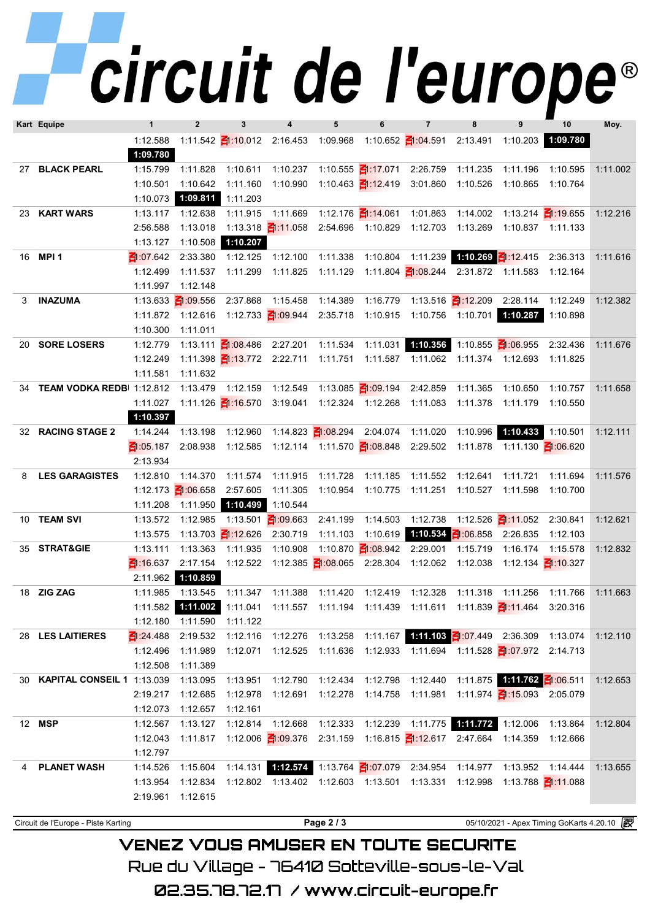# circuit de l'europe®

| Kart | Equipe | 1 | 2 | 3 | 4 | 5 | 6 | 7 | 8 | 9 | 10 | Moy. |
|---|---|---|---|---|---|---|---|---|---|---|---|---|
| | | 1:12.588 | 1:11.542 | 1:10.012 | 2:16.453 | 1:09.968 | 1:10.652 | 1:04.591 | 2:13.491 | 1:10.203 | **1:09.780** | |
| | | **1:09.780** | | | | | | | | | | |
| 27 | BLACK PEARL | 1:15.799 | 1:11.828 | 1:10.611 | 1:10.237 | 1:10.555 | 1:17.071 | 2:26.759 | 1:11.235 | 1:11.196 | 1:10.595 | 1:11.002 |
| | | 1:10.501 | 1:10.642 | 1:11.160 | 1:10.990 | 1:10.463 | 1:12.419 | 3:01.860 | 1:10.526 | 1:10.865 | 1:10.764 | |
| | | 1:10.073 | **1:09.811** | 1:11.203 | | | | | | | | |
| 23 | KART WARS | 1:13.117 | 1:12.638 | 1:11.915 | 1:11.669 | 1:12.176 | 1:14.061 | 1:01.863 | 1:14.002 | 1:13.214 | 1:19.655 | 1:12.216 |
| | | 2:56.588 | 1:13.018 | 1:13.318 | 1:11.058 | 2:54.696 | 1:10.829 | 1:12.703 | 1:13.269 | 1:10.837 | 1:11.133 | |
| | | 1:13.127 | 1:10.508 | **1:10.207** | | | | | | | | |
| 16 | MPI 1 | 1:07.642 | 2:33.380 | 1:12.125 | 1:12.100 | 1:11.338 | 1:10.804 | 1:11.239 | **1:10.269** | 1:12.415 | 2:36.313 | 1:11.616 |
| | | 1:12.499 | 1:11.537 | 1:11.299 | 1:11.825 | 1:11.129 | 1:11.804 | 1:08.244 | 2:31.872 | 1:11.583 | 1:12.164 | |
| | | 1:11.997 | 1:12.148 | | | | | | | | | |
| 3 | INAZUMA | 1:13.633 | 1:09.556 | 2:37.868 | 1:15.458 | 1:14.389 | 1:16.779 | 1:13.516 | 1:12.209 | 2:28.114 | 1:12.249 | 1:12.382 |
| | | 1:11.872 | 1:12.616 | 1:12.733 | 1:09.944 | 2:35.718 | 1:10.915 | 1:10.756 | 1:10.701 | **1:10.287** | 1:10.898 | |
| | | 1:10.300 | 1:11.011 | | | | | | | | | |
| 20 | SORE LOSERS | 1:12.779 | 1:13.111 | 1:08.486 | 2:27.201 | 1:11.534 | 1:11.031 | **1:10.356** | 1:10.855 | 1:06.955 | 2:32.436 | 1:11.676 |
| | | 1:12.249 | 1:11.398 | 1:13.772 | 2:22.711 | 1:11.751 | 1:11.587 | 1:11.062 | 1:11.374 | 1:12.693 | 1:11.825 | |
| | | 1:11.581 | 1:11.632 | | | | | | | | | |
| 34 | TEAM VODKA REDB | 1:12.812 | 1:13.479 | 1:12.159 | 1:12.549 | 1:13.085 | 1:09.194 | 2:42.859 | 1:11.365 | 1:10.650 | 1:10.757 | 1:11.658 |
| | | 1:11.027 | 1:11.126 | 1:16.570 | 3:19.041 | 1:12.324 | 1:12.268 | 1:11.083 | 1:11.378 | 1:11.179 | 1:10.550 | |
| | | **1:10.397** | | | | | | | | | | |
| 32 | RACING STAGE 2 | 1:14.244 | 1:13.198 | 1:12.960 | 1:14.823 | 1:08.294 | 2:04.074 | 1:11.020 | 1:10.996 | **1:10.433** | 1:10.501 | 1:12.111 |
| | | 1:05.187 | 2:08.938 | 1:12.585 | 1:12.114 | 1:11.570 | 1:08.848 | 2:29.502 | 1:11.878 | 1:11.130 | 1:06.620 | |
| | | 2:13.934 | | | | | | | | | | |
| 8 | LES GARAGISTES | 1:12.810 | 1:14.370 | 1:11.574 | 1:11.915 | 1:11.728 | 1:11.185 | 1:11.552 | 1:12.641 | 1:11.721 | 1:11.694 | 1:11.576 |
| | | 1:12.173 | 1:06.658 | 2:57.605 | 1:11.305 | 1:10.954 | 1:10.775 | 1:11.251 | 1:10.527 | 1:11.598 | 1:10.700 | |
| | | 1:11.208 | 1:11.950 | **1:10.499** | 1:10.544 | | | | | | | |
| 10 | TEAM SVI | 1:13.572 | 1:12.985 | 1:13.501 | 1:09.663 | 2:41.199 | 1:14.503 | 1:12.738 | 1:12.526 | 1:11.052 | 2:30.841 | 1:12.621 |
| | | 1:13.575 | 1:13.703 | 1:12.626 | 2:30.719 | 1:11.103 | 1:10.619 | **1:10.534** | 1:06.858 | 2:26.835 | 1:12.103 | |
| 35 | STRAT&GIE | 1:13.111 | 1:13.363 | 1:11.935 | 1:10.908 | 1:10.870 | 1:08.942 | 2:29.001 | 1:15.719 | 1:16.174 | 1:15.578 | 1:12.832 |
| | | 1:16.637 | 2:17.154 | 1:12.522 | 1:12.385 | 1:08.065 | 2:28.304 | 1:12.062 | 1:12.038 | 1:12.134 | 1:10.327 | |
| | | 2:11.962 | **1:10.859** | | | | | | | | | |
| 18 | ZIG ZAG | 1:11.985 | 1:13.545 | 1:11.347 | 1:11.388 | 1:11.420 | 1:12.419 | 1:12.328 | 1:11.318 | 1:11.256 | 1:11.766 | 1:11.663 |
| | | 1:11.582 | **1:11.002** | 1:11.041 | 1:11.557 | 1:11.194 | 1:11.439 | 1:11.611 | 1:11.839 | 1:11.464 | 3:20.316 | |
| | | 1:12.180 | 1:11.590 | 1:11.122 | | | | | | | | |
| 28 | LES LAITIERES | 1:24.488 | 2:19.532 | 1:12.116 | 1:12.276 | 1:13.258 | 1:11.167 | **1:11.103** | 1:07.449 | 2:36.309 | 1:13.074 | 1:12.110 |
| | | 1:12.496 | 1:11.989 | 1:12.071 | 1:12.525 | 1:11.636 | 1:12.933 | 1:11.694 | 1:11.528 | 1:07.972 | 2:14.713 | |
| | | 1:12.508 | 1:11.389 | | | | | | | | | |
| 30 | KAPITAL CONSEIL 1 | 1:13.039 | 1:13.095 | 1:13.951 | 1:12.790 | 1:12.434 | 1:12.798 | 1:12.440 | 1:11.875 | **1:11.762** | 1:06.511 | 1:12.653 |
| | | 2:19.217 | 1:12.685 | 1:12.978 | 1:12.691 | 1:12.278 | 1:14.758 | 1:11.981 | 1:11.974 | 1:15.093 | 2:05.079 | |
| | | 1:12.073 | 1:12.657 | 1:12.161 | | | | | | | | |
| 12 | MSP | 1:12.567 | 1:13.127 | 1:12.814 | 1:12.668 | 1:12.333 | 1:12.239 | 1:11.775 | **1:11.772** | 1:12.006 | 1:13.864 | 1:12.804 |
| | | 1:12.043 | 1:11.817 | 1:12.006 | 1:09.376 | 2:31.159 | 1:16.815 | 1:12.617 | 2:47.664 | 1:14.359 | 1:12.666 | |
| | | 1:12.797 | | | | | | | | | | |
| 4 | PLANET WASH | 1:14.526 | 1:15.604 | 1:14.131 | **1:12.574** | 1:13.764 | 1:07.079 | 2:34.954 | 1:14.977 | 1:13.952 | 1:14.444 | 1:13.655 |
| | | 1:13.954 | 1:12.834 | 1:12.802 | 1:13.402 | 1:12.603 | 1:13.501 | 1:13.331 | 1:12.998 | 1:13.788 | 1:11.088 | |
| | | 2:19.961 | 1:12.615 | | | | | | | | | |

Circuit de l'Europe - Piste Karting — 05/10/2021 - Apex Timing GoKarts 4.20.10

VENEZ VOUS AMUSER EN TOUTE SECURITE

Rue du Village - 76410 Sotteville-sous-le-Val

02.35.78.72.17 / www.circuit-europe.fr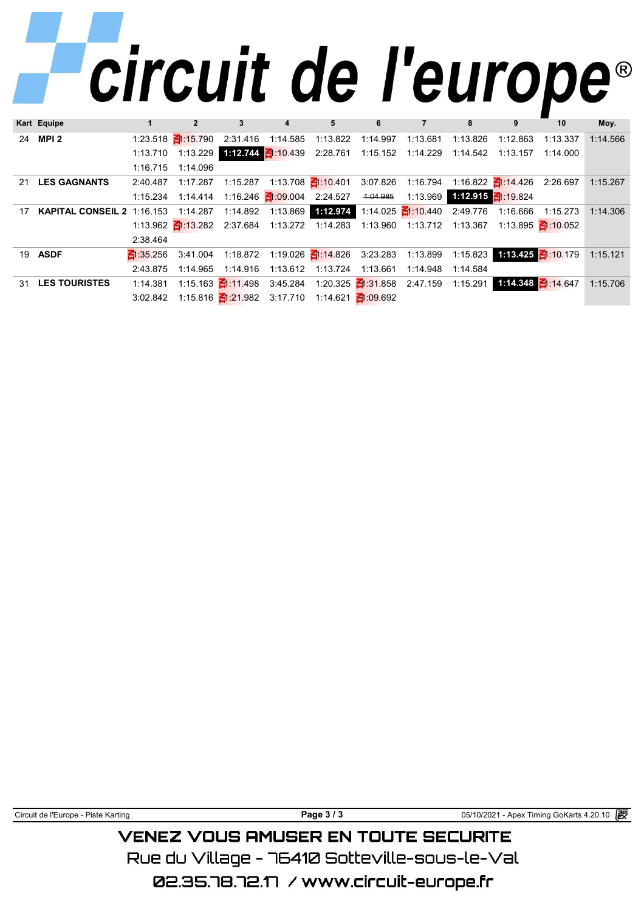# circuit de l'europe®

| Kart | Equipe | 1 | 2 | 3 | 4 | 5 | 6 | 7 | 8 | 9 | 10 | Moy. |
|---|---|---|---|---|---|---|---|---|---|---|---|---|
| 24 | MPI 2 | 1:23.518 | 1:15.790 | 2:31.416 | 1:14.585 | 1:13.822 | 1:14.997 | 1:13.681 | 1:13.826 | 1:12.863 | 1:13.337 | 1:14.566 |
| | | 1:13.710 | 1:13.229 | **1:12.744** | 1:10.439 | 2:28.761 | 1:15.152 | 1:14.229 | 1:14.542 | 1:13.157 | 1:14.000 | |
| | | 1:16.715 | 1:14.096 | | | | | | | | | |
| 21 | LES GAGNANTS | 2:40.487 | 1:17.287 | 1:15.287 | 1:13.708 | 1:10.401 | 3:07.826 | 1:16.794 | 1:16.822 | 1:14.426 | 2:26.697 | 1:15.267 |
| | | 1:15.234 | 1:14.414 | 1:16.246 | 1:09.004 | 2:24.527 | ~~1:04.985~~ | 1:13.969 | **1:12.915** | 1:19.824 | | |
| 17 | KAPITAL CONSEIL 2 | 1:16.153 | 1:14.287 | 1:14.892 | 1:13.869 | **1:12.974** | 1:14.025 | 1:10.440 | 2:49.776 | 1:16.666 | 1:15.273 | 1:14.306 |
| | | 1:13.962 | 1:13.282 | 2:37.684 | 1:13.272 | 1:14.283 | 1:13.960 | 1:13.712 | 1:13.367 | 1:13.895 | 1:10.052 | |
| | | 2:38.464 | | | | | | | | | | |
| 19 | ASDF | 1:35.256 | 3:41.004 | 1:18.872 | 1:19.026 | 1:14.826 | 3:23.283 | 1:13.899 | 1:15.823 | **1:13.425** | 1:10.179 | 1:15.121 |
| | | 2:43.875 | 1:14.965 | 1:14.916 | 1:13.612 | 1:13.724 | 1:13.661 | 1:14.948 | 1:14.584 | | | |
| 31 | LES TOURISTES | 1:14.381 | 1:15.163 | 1:11.498 | 3:45.284 | 1:20.325 | 1:31.858 | 2:47.159 | 1:15.291 | **1:14.348** | 1:14.647 | 1:15.706 |
| | | 3:02.842 | 1:15.816 | 1:21.982 | 3:17.710 | 1:14.621 | 1:09.692 | | | | | |

Circuit de l'Europe - Piste Karting

05/10/2021 - Apex Timing GoKarts 4.20.10

VENEZ VOUS AMUSER EN TOUTE SECURITE

Rue du Village - 76410 Sotteville-sous-le-Val

02.35.78.72.17 / www.circuit-europe.fr